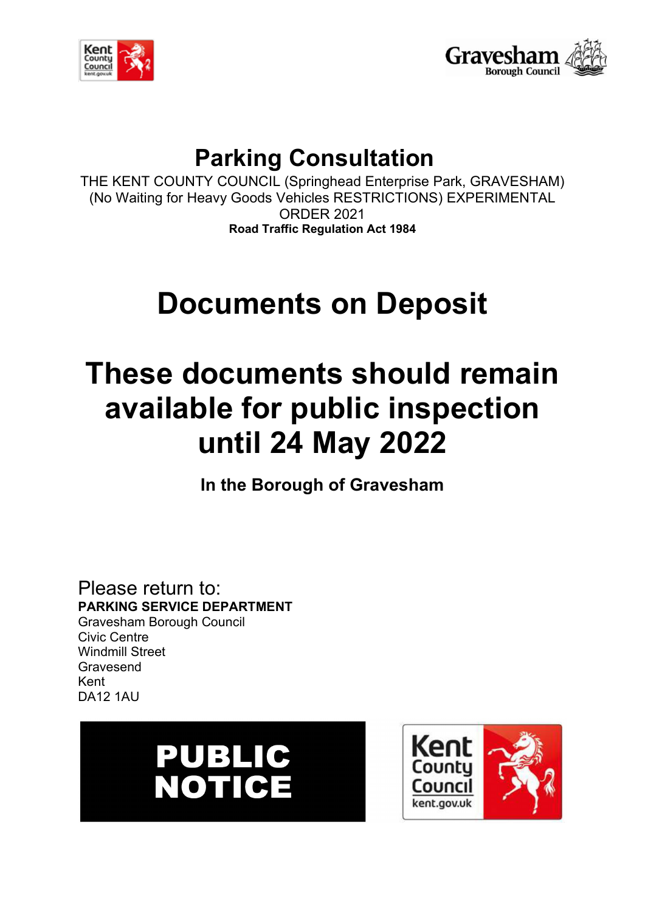# Parking Consultation

THE KENT COUNTY COUNCIL (Springhead Enterprise Park, GRAVESHAM) (No Waiting for Heavy Goods Vehicles RESTRICTIONS) EXPERIMENTAL ORDER 2021

**Road Traffic Regulation Act 1984**

# Documents on Deposit

# These documents should remain available for public inspection until 24 May 2022

**In the Borough of Gravesham**

Please return to:
**PARKING SERVICE DEPARTMENT**
Gravesham Borough Council
Civic Centre
Windmill Street
Gravesend
Kent
DA12 1AU

**PUBLIC NOTICE**

Kent County Council
kent.gov.uk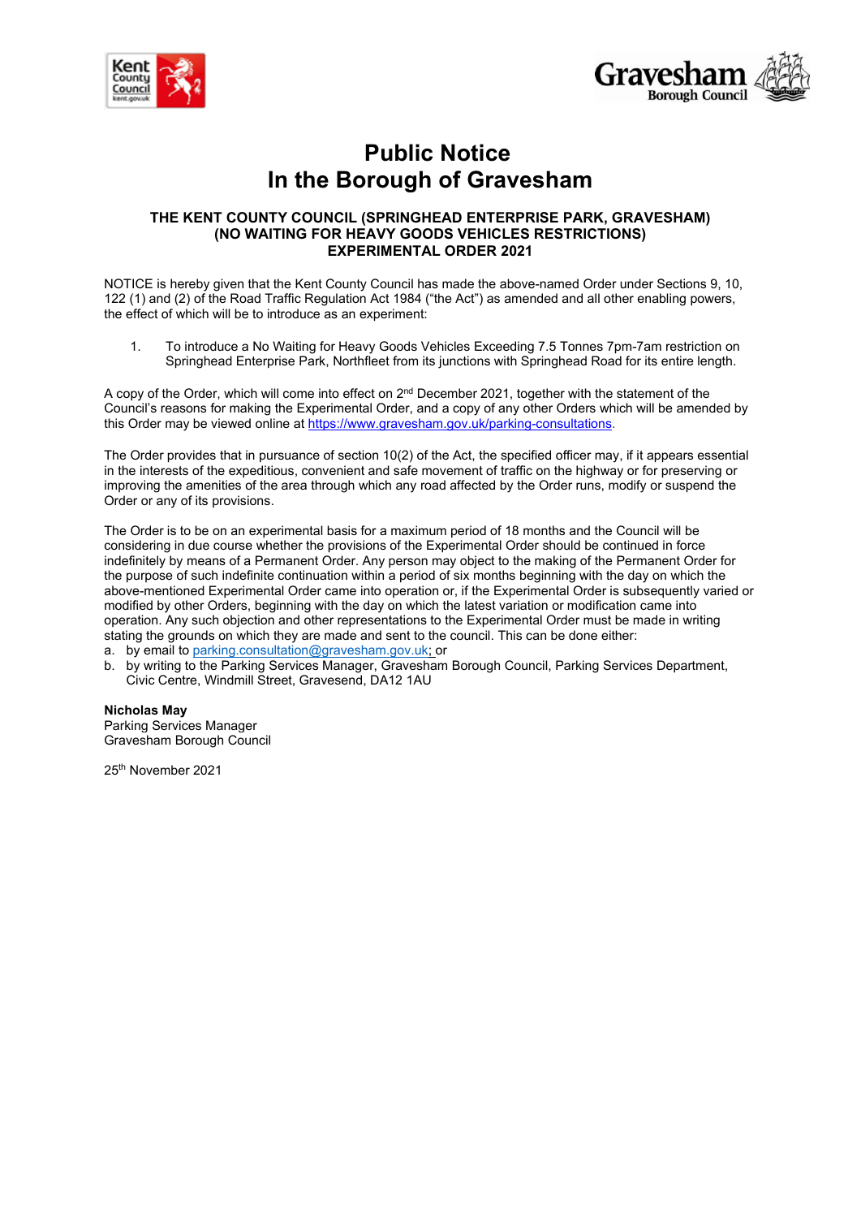# Public Notice
# In the Borough of Gravesham

### THE KENT COUNTY COUNCIL (SPRINGHEAD ENTERPRISE PARK, GRAVESHAM) (NO WAITING FOR HEAVY GOODS VEHICLES RESTRICTIONS) EXPERIMENTAL ORDER 2021

NOTICE is hereby given that the Kent County Council has made the above-named Order under Sections 9, 10, 122 (1) and (2) of the Road Traffic Regulation Act 1984 ("the Act") as amended and all other enabling powers, the effect of which will be to introduce as an experiment:

1. To introduce a No Waiting for Heavy Goods Vehicles Exceeding 7.5 Tonnes 7pm-7am restriction on Springhead Enterprise Park, Northfleet from its junctions with Springhead Road for its entire length.

A copy of the Order, which will come into effect on 2nd December 2021, together with the statement of the Council's reasons for making the Experimental Order, and a copy of any other Orders which will be amended by this Order may be viewed online at https://www.gravesham.gov.uk/parking-consultations.

The Order provides that in pursuance of section 10(2) of the Act, the specified officer may, if it appears essential in the interests of the expeditious, convenient and safe movement of traffic on the highway or for preserving or improving the amenities of the area through which any road affected by the Order runs, modify or suspend the Order or any of its provisions.

The Order is to be on an experimental basis for a maximum period of 18 months and the Council will be considering in due course whether the provisions of the Experimental Order should be continued in force indefinitely by means of a Permanent Order. Any person may object to the making of the Permanent Order for the purpose of such indefinite continuation within a period of six months beginning with the day on which the above-mentioned Experimental Order came into operation or, if the Experimental Order is subsequently varied or modified by other Orders, beginning with the day on which the latest variation or modification came into operation. Any such objection and other representations to the Experimental Order must be made in writing stating the grounds on which they are made and sent to the council. This can be done either:

a. by email to parking.consultation@gravesham.gov.uk; or
b. by writing to the Parking Services Manager, Gravesham Borough Council, Parking Services Department, Civic Centre, Windmill Street, Gravesend, DA12 1AU

**Nicholas May**
Parking Services Manager
Gravesham Borough Council

25th November 2021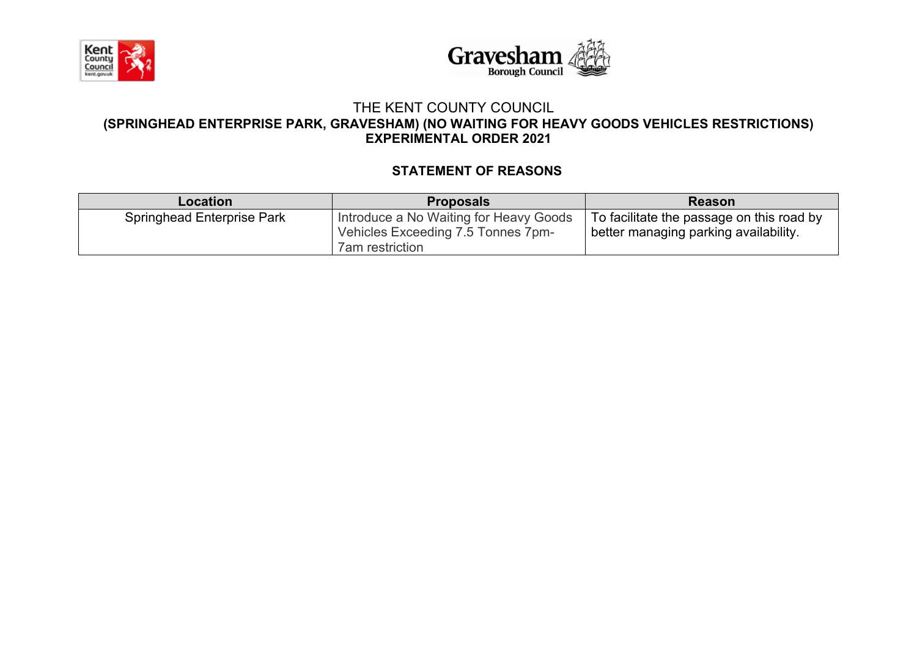# THE KENT COUNTY COUNCIL

## (SPRINGHEAD ENTERPRISE PARK, GRAVESHAM) (NO WAITING FOR HEAVY GOODS VEHICLES RESTRICTIONS) EXPERIMENTAL ORDER 2021

### STATEMENT OF REASONS

| Location | Proposals | Reason |
|---|---|---|
| Springhead Enterprise Park | Introduce a No Waiting for Heavy Goods Vehicles Exceeding 7.5 Tonnes 7pm-7am restriction | To facilitate the passage on this road by better managing parking availability. |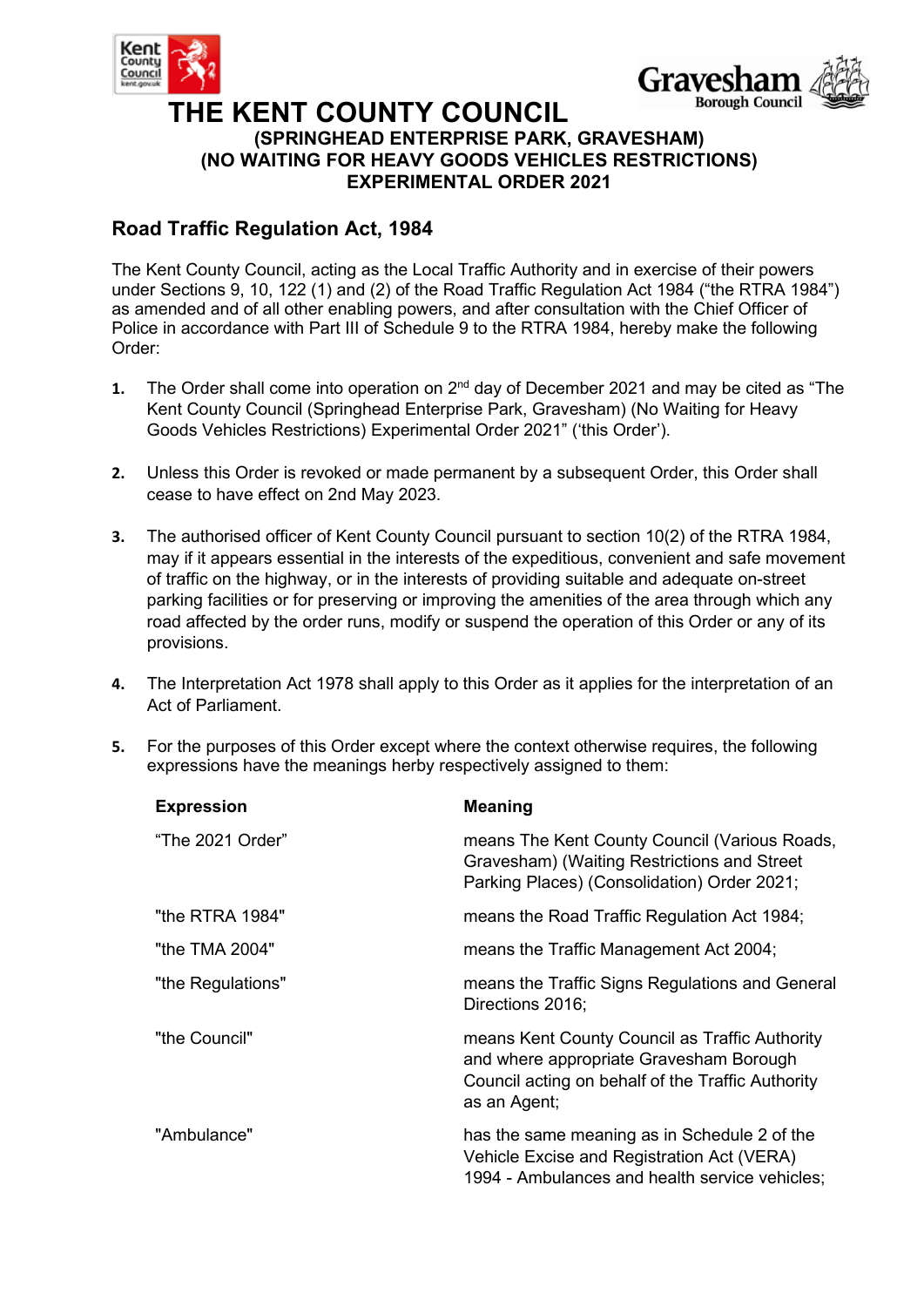# THE KENT COUNTY COUNCIL

**(SPRINGHEAD ENTERPRISE PARK, GRAVESHAM)**
**(NO WAITING FOR HEAVY GOODS VEHICLES RESTRICTIONS)**
**EXPERIMENTAL ORDER 2021**

## Road Traffic Regulation Act, 1984

The Kent County Council, acting as the Local Traffic Authority and in exercise of their powers under Sections 9, 10, 122 (1) and (2) of the Road Traffic Regulation Act 1984 ("the RTRA 1984") as amended and of all other enabling powers, and after consultation with the Chief Officer of Police in accordance with Part III of Schedule 9 to the RTRA 1984, hereby make the following Order:

1. The Order shall come into operation on 2nd day of December 2021 and may be cited as "The Kent County Council (Springhead Enterprise Park, Gravesham) (No Waiting for Heavy Goods Vehicles Restrictions) Experimental Order 2021" ('this Order').

2. Unless this Order is revoked or made permanent by a subsequent Order, this Order shall cease to have effect on 2nd May 2023.

3. The authorised officer of Kent County Council pursuant to section 10(2) of the RTRA 1984, may if it appears essential in the interests of the expeditious, convenient and safe movement of traffic on the highway, or in the interests of providing suitable and adequate on-street parking facilities or for preserving or improving the amenities of the area through which any road affected by the order runs, modify or suspend the operation of this Order or any of its provisions.

4. The Interpretation Act 1978 shall apply to this Order as it applies for the interpretation of an Act of Parliament.

5. For the purposes of this Order except where the context otherwise requires, the following expressions have the meanings herby respectively assigned to them:

| Expression | Meaning |
|---|---|
| "The 2021 Order" | means The Kent County Council (Various Roads, Gravesham) (Waiting Restrictions and Street Parking Places) (Consolidation) Order 2021; |
| "the RTRA 1984" | means the Road Traffic Regulation Act 1984; |
| "the TMA 2004" | means the Traffic Management Act 2004; |
| "the Regulations" | means the Traffic Signs Regulations and General Directions 2016; |
| "the Council" | means Kent County Council as Traffic Authority and where appropriate Gravesham Borough Council acting on behalf of the Traffic Authority as an Agent; |
| "Ambulance" | has the same meaning as in Schedule 2 of the Vehicle Excise and Registration Act (VERA) 1994 - Ambulances and health service vehicles; |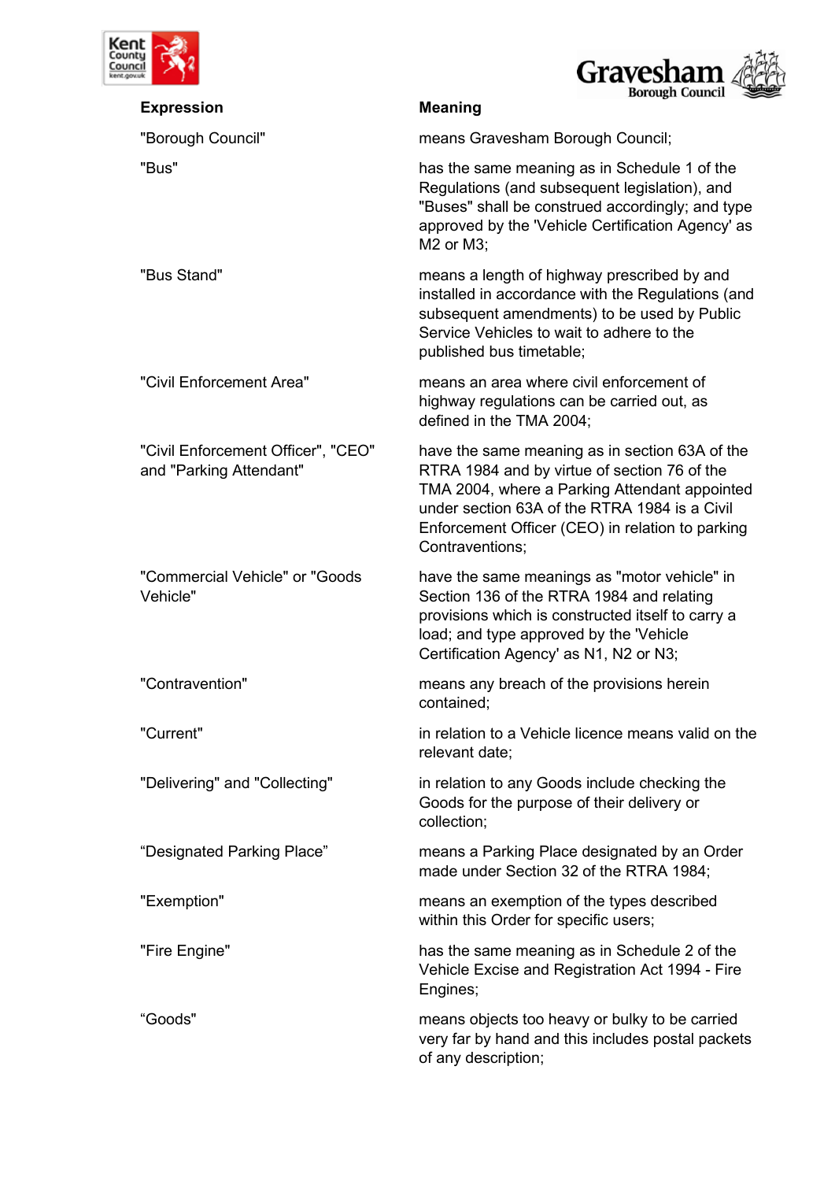| Expression | Meaning |
|---|---|
| "Borough Council" | means Gravesham Borough Council; |
| "Bus" | has the same meaning as in Schedule 1 of the Regulations (and subsequent legislation), and "Buses" shall be construed accordingly; and type approved by the 'Vehicle Certification Agency' as M2 or M3; |
| "Bus Stand" | means a length of highway prescribed by and installed in accordance with the Regulations (and subsequent amendments) to be used by Public Service Vehicles to wait to adhere to the published bus timetable; |
| "Civil Enforcement Area" | means an area where civil enforcement of highway regulations can be carried out, as defined in the TMA 2004; |
| "Civil Enforcement Officer", "CEO" and "Parking Attendant" | have the same meaning as in section 63A of the RTRA 1984 and by virtue of section 76 of the TMA 2004, where a Parking Attendant appointed under section 63A of the RTRA 1984 is a Civil Enforcement Officer (CEO) in relation to parking Contraventions; |
| "Commercial Vehicle" or "Goods Vehicle" | have the same meanings as "motor vehicle" in Section 136 of the RTRA 1984 and relating provisions which is constructed itself to carry a load; and type approved by the 'Vehicle Certification Agency' as N1, N2 or N3; |
| "Contravention" | means any breach of the provisions herein contained; |
| "Current" | in relation to a Vehicle licence means valid on the relevant date; |
| "Delivering" and "Collecting" | in relation to any Goods include checking the Goods for the purpose of their delivery or collection; |
| "Designated Parking Place" | means a Parking Place designated by an Order made under Section 32 of the RTRA 1984; |
| "Exemption" | means an exemption of the types described within this Order for specific users; |
| "Fire Engine" | has the same meaning as in Schedule 2 of the Vehicle Excise and Registration Act 1994 - Fire Engines; |
| "Goods" | means objects too heavy or bulky to be carried very far by hand and this includes postal packets of any description; |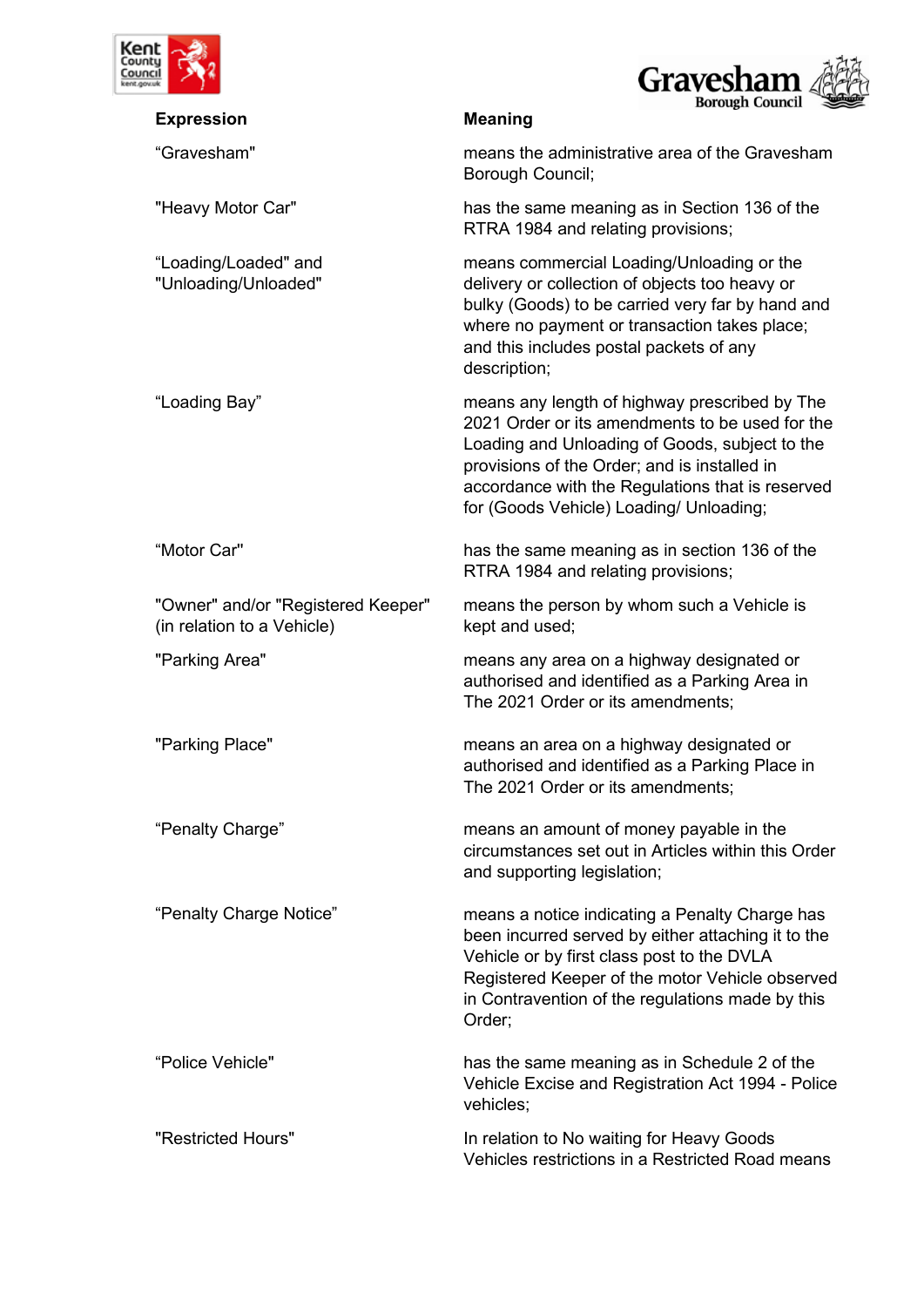| Expression | Meaning |
|---|---|
| “Gravesham" | means the administrative area of the Gravesham Borough Council; |
| "Heavy Motor Car" | has the same meaning as in Section 136 of the RTRA 1984 and relating provisions; |
| “Loading/Loaded" and "Unloading/Unloaded" | means commercial Loading/Unloading or the delivery or collection of objects too heavy or bulky (Goods) to be carried very far by hand and where no payment or transaction takes place; and this includes postal packets of any description; |
| “Loading Bay” | means any length of highway prescribed by The 2021 Order or its amendments to be used for the Loading and Unloading of Goods, subject to the provisions of the Order; and is installed in accordance with the Regulations that is reserved for (Goods Vehicle) Loading/ Unloading; |
| “Motor Car" | has the same meaning as in section 136 of the RTRA 1984 and relating provisions; |
| "Owner" and/or "Registered Keeper" (in relation to a Vehicle) | means the person by whom such a Vehicle is kept and used; |
| "Parking Area" | means any area on a highway designated or authorised and identified as a Parking Area in The 2021 Order or its amendments; |
| "Parking Place" | means an area on a highway designated or authorised and identified as a Parking Place in The 2021 Order or its amendments; |
| “Penalty Charge” | means an amount of money payable in the circumstances set out in Articles within this Order and supporting legislation; |
| “Penalty Charge Notice” | means a notice indicating a Penalty Charge has been incurred served by either attaching it to the Vehicle or by first class post to the DVLA Registered Keeper of the motor Vehicle observed in Contravention of the regulations made by this Order; |
| “Police Vehicle" | has the same meaning as in Schedule 2 of the Vehicle Excise and Registration Act 1994 - Police vehicles; |
| "Restricted Hours" | In relation to No waiting for Heavy Goods Vehicles restrictions in a Restricted Road means |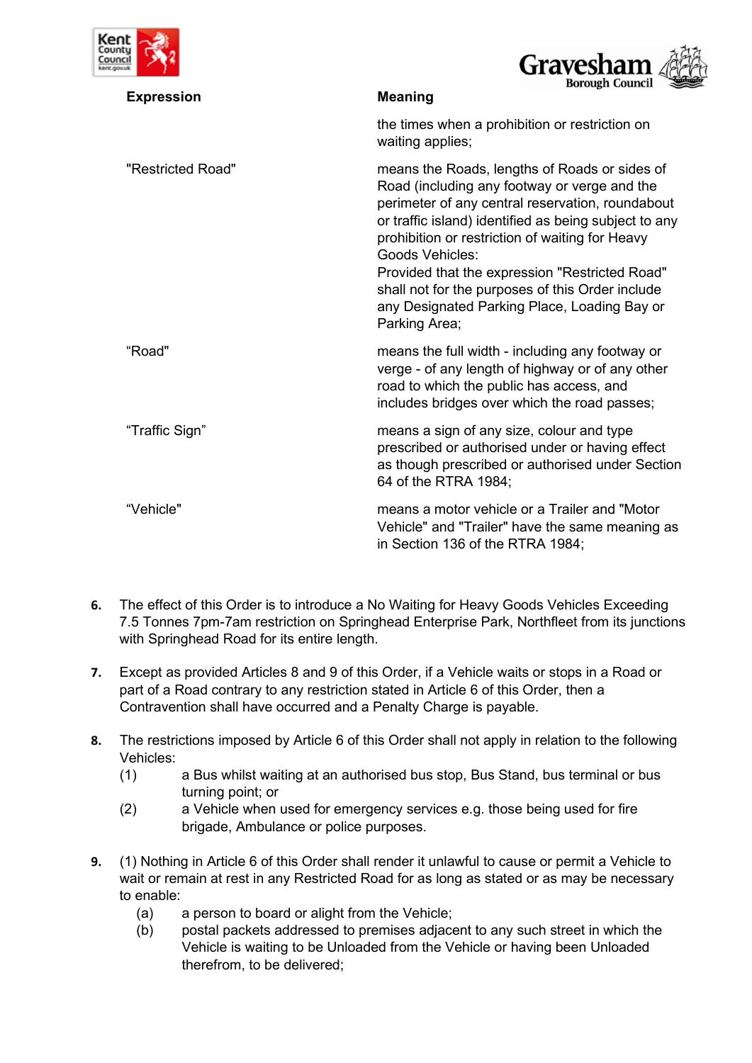| Expression | Meaning |
|---|---|
| | the times when a prohibition or restriction on waiting applies; |
| "Restricted Road" | means the Roads, lengths of Roads or sides of Road (including any footway or verge and the perimeter of any central reservation, roundabout or traffic island) identified as being subject to any prohibition or restriction of waiting for Heavy Goods Vehicles: Provided that the expression "Restricted Road" shall not for the purposes of this Order include any Designated Parking Place, Loading Bay or Parking Area; |
| "Road" | means the full width - including any footway or verge - of any length of highway or of any other road to which the public has access, and includes bridges over which the road passes; |
| "Traffic Sign" | means a sign of any size, colour and type prescribed or authorised under or having effect as though prescribed or authorised under Section 64 of the RTRA 1984; |
| "Vehicle" | means a motor vehicle or a Trailer and "Motor Vehicle" and "Trailer" have the same meaning as in Section 136 of the RTRA 1984; |

**6.** The effect of this Order is to introduce a No Waiting for Heavy Goods Vehicles Exceeding 7.5 Tonnes 7pm-7am restriction on Springhead Enterprise Park, Northfleet from its junctions with Springhead Road for its entire length.

**7.** Except as provided Articles 8 and 9 of this Order, if a Vehicle waits or stops in a Road or part of a Road contrary to any restriction stated in Article 6 of this Order, then a Contravention shall have occurred and a Penalty Charge is payable.

**8.** The restrictions imposed by Article 6 of this Order shall not apply in relation to the following Vehicles:

(1) a Bus whilst waiting at an authorised bus stop, Bus Stand, bus terminal or bus turning point; or

(2) a Vehicle when used for emergency services e.g. those being used for fire brigade, Ambulance or police purposes.

**9.** (1) Nothing in Article 6 of this Order shall render it unlawful to cause or permit a Vehicle to wait or remain at rest in any Restricted Road for as long as stated or as may be necessary to enable:

(a) a person to board or alight from the Vehicle;

(b) postal packets addressed to premises adjacent to any such street in which the Vehicle is waiting to be Unloaded from the Vehicle or having been Unloaded therefrom, to be delivered;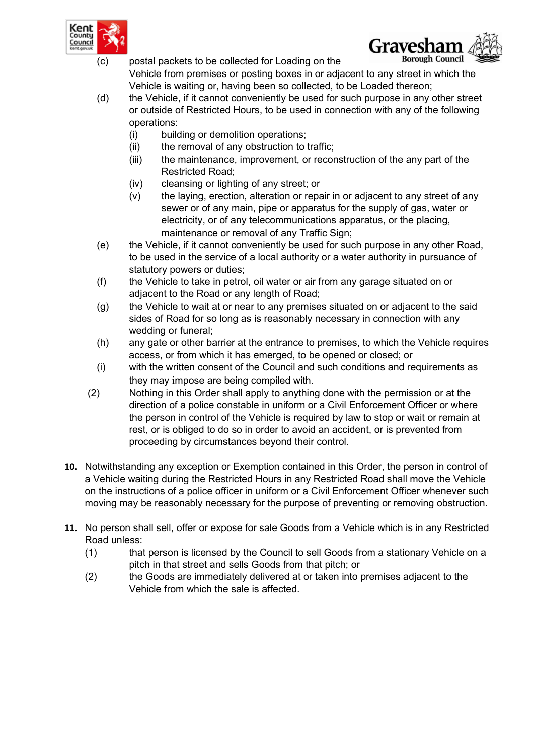(c) postal packets to be collected for Loading on the Vehicle from premises or posting boxes in or adjacent to any street in which the Vehicle is waiting or, having been so collected, to be Loaded thereon;

(d) the Vehicle, if it cannot conveniently be used for such purpose in any other street or outside of Restricted Hours, to be used in connection with any of the following operations:

- (i) building or demolition operations;
- (ii) the removal of any obstruction to traffic;
- (iii) the maintenance, improvement, or reconstruction of the any part of the Restricted Road;
- (iv) cleansing or lighting of any street; or
- (v) the laying, erection, alteration or repair in or adjacent to any street of any sewer or of any main, pipe or apparatus for the supply of gas, water or electricity, or of any telecommunications apparatus, or the placing, maintenance or removal of any Traffic Sign;

(e) the Vehicle, if it cannot conveniently be used for such purpose in any other Road, to be used in the service of a local authority or a water authority in pursuance of statutory powers or duties;

(f) the Vehicle to take in petrol, oil water or air from any garage situated on or adjacent to the Road or any length of Road;

(g) the Vehicle to wait at or near to any premises situated on or adjacent to the said sides of Road for so long as is reasonably necessary in connection with any wedding or funeral;

(h) any gate or other barrier at the entrance to premises, to which the Vehicle requires access, or from which it has emerged, to be opened or closed; or

(i) with the written consent of the Council and such conditions and requirements as they may impose are being compiled with.

(2) Nothing in this Order shall apply to anything done with the permission or at the direction of a police constable in uniform or a Civil Enforcement Officer or where the person in control of the Vehicle is required by law to stop or wait or remain at rest, or is obliged to do so in order to avoid an accident, or is prevented from proceeding by circumstances beyond their control.

**10.** Notwithstanding any exception or Exemption contained in this Order, the person in control of a Vehicle waiting during the Restricted Hours in any Restricted Road shall move the Vehicle on the instructions of a police officer in uniform or a Civil Enforcement Officer whenever such moving may be reasonably necessary for the purpose of preventing or removing obstruction.

**11.** No person shall sell, offer or expose for sale Goods from a Vehicle which is in any Restricted Road unless:

(1) that person is licensed by the Council to sell Goods from a stationary Vehicle on a pitch in that street and sells Goods from that pitch; or

(2) the Goods are immediately delivered at or taken into premises adjacent to the Vehicle from which the sale is affected.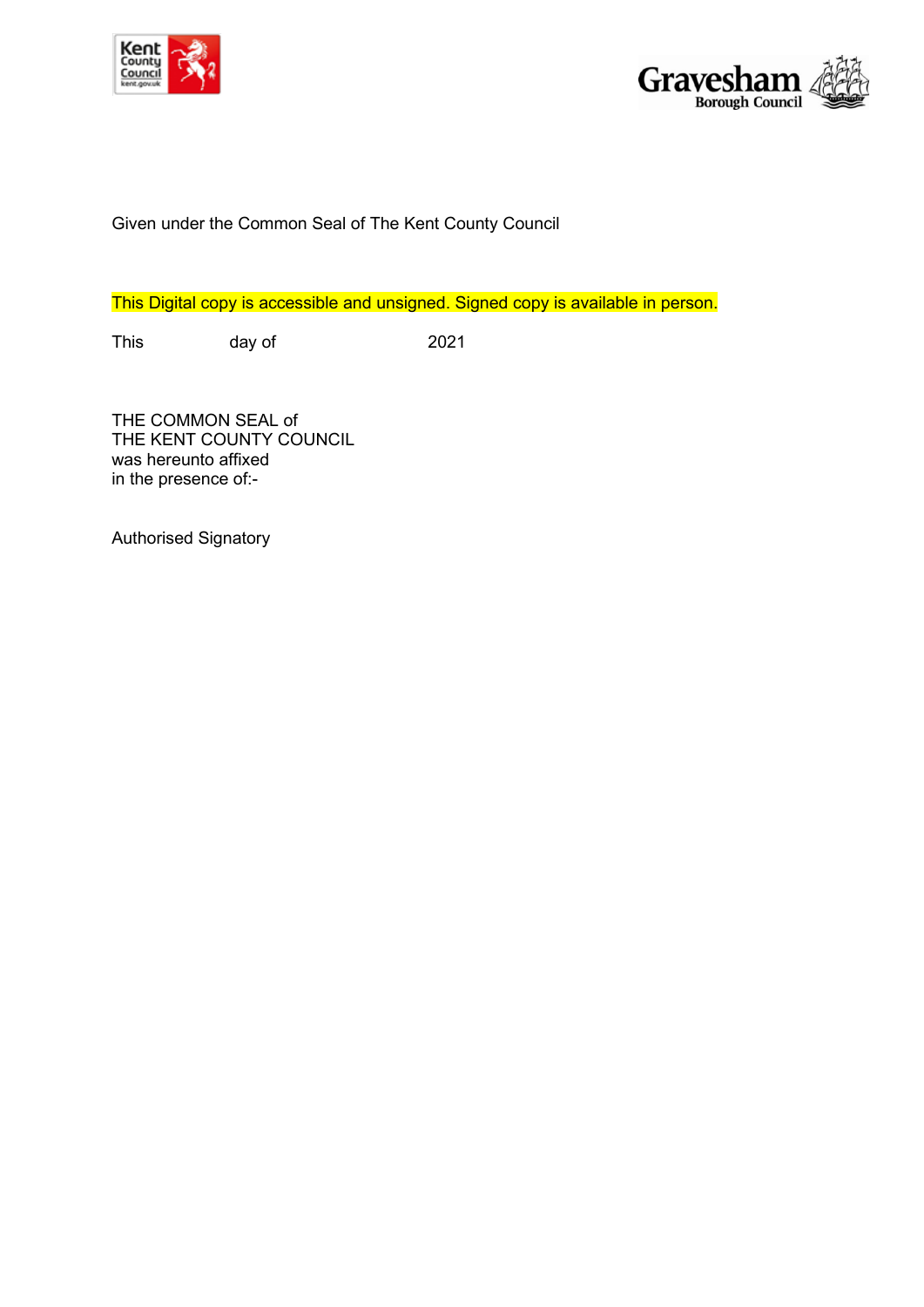Given under the Common Seal of The Kent County Council

This Digital copy is accessible and unsigned. Signed copy is available in person.

This day of 2021

THE COMMON SEAL of
THE KENT COUNTY COUNCIL
was hereunto affixed
in the presence of:-

Authorised Signatory